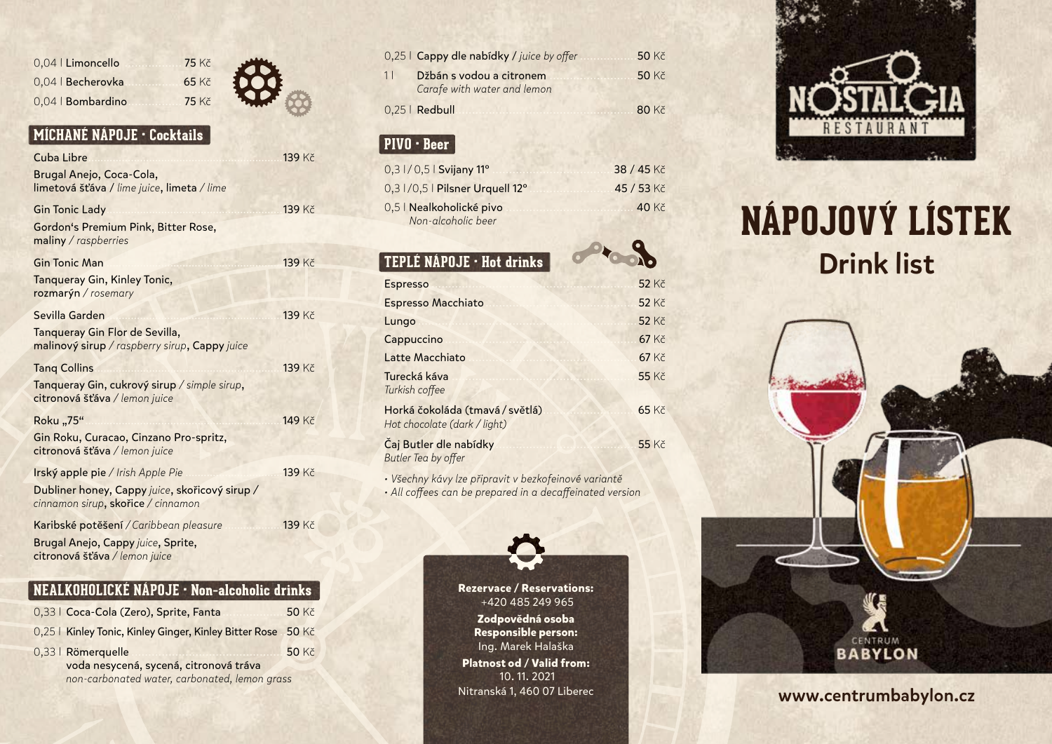0,04 l Limoncello ... 75 Kč
0,04 l Becherovka ... 65 Kč
0,04 l Bombardino ... 75 Kč

## MÍCHANÉ NÁPOJE · Cocktails

**Cuba Libre** ... 139 Kč
Brugal Anejo, Coca-Cola, limetová šťáva / *lime juice*, limeta / *lime*

**Gin Tonic Lady** ... 139 Kč
Gordon's Premium Pink, Bitter Rose, maliny / *raspberries*

**Gin Tonic Man** ... 139 Kč
Tanqueray Gin, Kinley Tonic, rozmarýn / *rosemary*

**Sevilla Garden** ... 139 Kč
Tanqueray Gin Flor de Sevilla, malinový sirup / *raspberry sirup*, Cappy *juice*

**Tanq Collins** ... 139 Kč
Tanqueray Gin, cukrový sirup / *simple sirup*, citronová šťáva / *lemon juice*

**Roku „75"** ... 149 Kč
Gin Roku, Curacao, Cinzano Pro-spritz, citronová šťáva / *lemon juice*

**Irský apple pie** / *Irish Apple Pie* ... 139 Kč
Dubliner honey, Cappy *juice*, skořicový sirup / *cinnamon sirup*, skořice / *cinnamon*

**Karibské potěšení** / *Caribbean pleasure* ... 139 Kč
Brugal Anejo, Cappy *juice*, Sprite, citronová šťáva / *lemon juice*

## NEALKOHOLICKÉ NÁPOJE · Non-alcoholic drinks

0,33 l Coca-Cola (Zero), Sprite, Fanta ... 50 Kč
0,25 l Kinley Tonic, Kinley Ginger, Kinley Bitter Rose ... 50 Kč
0,33 l Römerquelle ... 50 Kč
voda nesycená, sycená, citronová tráva
*non-carbonated water, carbonated, lemon grass*

0,25 l Cappy dle nabídky / *juice by offer* ... 50 Kč
1 l Džbán s vodou a citronem ... 50 Kč
*Carafe with water and lemon*
0,25 l Redbull ... 80 Kč

## PIVO · Beer

0,3 l / 0,5 l Svijany 11° ... 38 / 45 Kč
0,3 l /0,5 l Pilsner Urquell 12° ... 45 / 53 Kč
0,5 l Nealkoholické pivo ... 40 Kč
*Non-alcoholic beer*

## TEPLÉ NÁPOJE · Hot drinks

Espresso ... 52 Kč
Espresso Macchiato ... 52 Kč
Lungo ... 52 Kč
Cappuccino ... 67 Kč
Latte Macchiato ... 67 Kč
Turecká káva ... 55 Kč
*Turkish coffee*
Horká čokoláda (tmavá / světlá) ... 65 Kč
*Hot chocolate (dark / light)*
Čaj Butler dle nabídky ... 55 Kč
*Butler Tea by offer*

- *Všechny kávy lze připravit v bezkofeinové variantě*
- *All coffees can be prepared in a decaffeinated version*

**Rezervace / Reservations:**
+420 485 249 965
**Zodpovědná osoba**
**Responsible person:**
Ing. Marek Halaška
**Platnost od / Valid from:**
10. 11. 2021
Nitranská 1, 460 07 Liberec

NOSTALGIA RESTAURANT

# NÁPOJOVÝ LÍSTEK
## Drink list

CENTRUM BABYLON

**www.centrumbabylon.cz**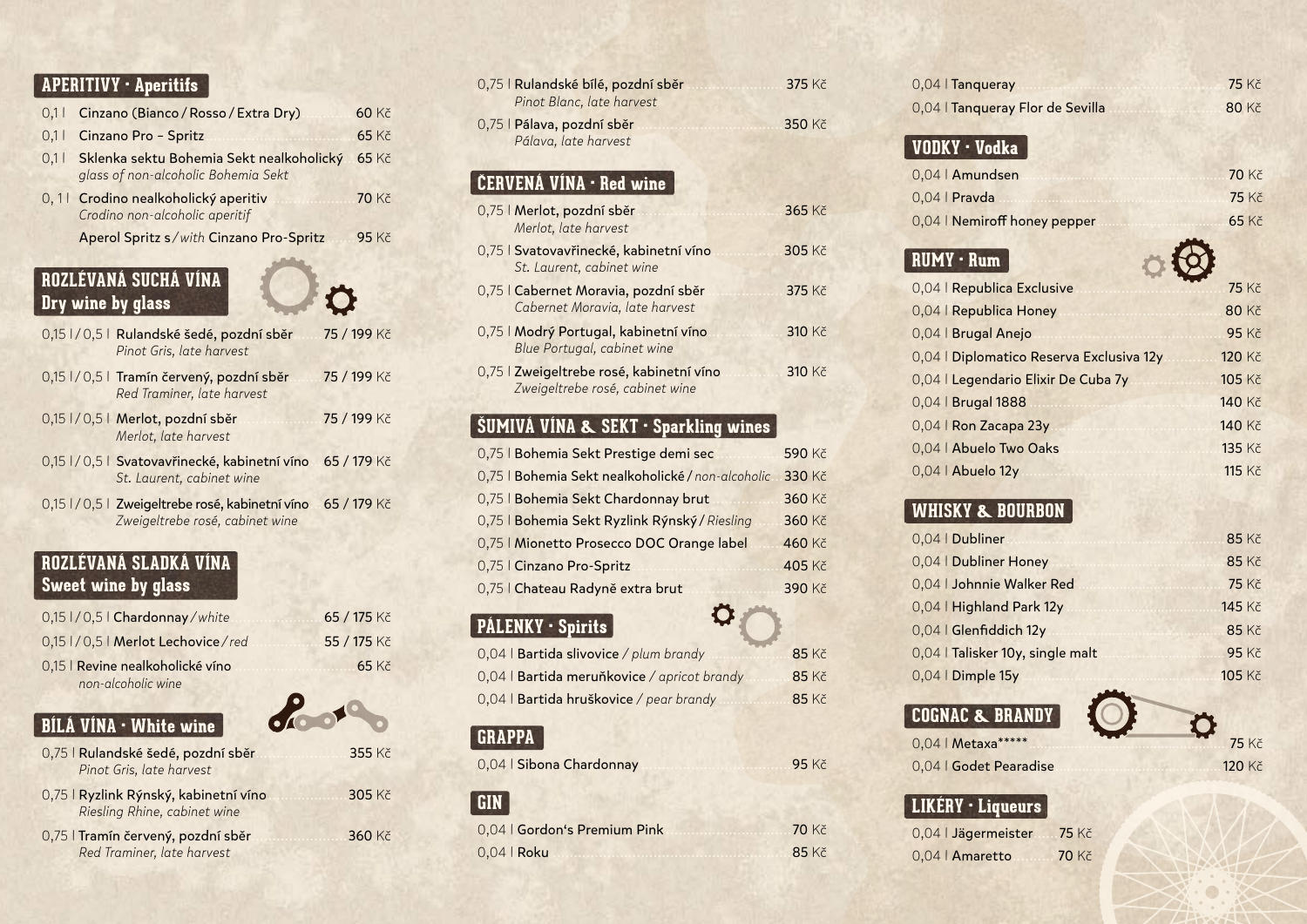## APERITIVY · Aperitifs

| | | |
|---|---|---|
| 0,1 l | Cinzano (Bianco / Rosso / Extra Dry) | 60 Kč |
| 0,1 l | Cinzano Pro – Spritz | 65 Kč |
| 0,1 l | Sklenka sektu Bohemia Sekt nealkoholický *glass of non-alcoholic Bohemia Sekt* | 65 Kč |
| 0, 1 l | Crodino nealkoholický aperitiv *Crodino non-alcoholic aperitif* | 70 Kč |
| | Aperol Spritz s / *with* Cinzano Pro-Spritz | 95 Kč |

## ROZLÉVANÁ SUCHÁ VÍNA Dry wine by glass

| | | |
|---|---|---|
| 0,15 l / 0,5 l | Rulandské šedé, pozdní sběr *Pinot Gris, late harvest* | 75 / 199 Kč |
| 0,15 l / 0,5 l | Tramín červený, pozdní sběr *Red Traminer, late harvest* | 75 / 199 Kč |
| 0,15 l / 0,5 l | Merlot, pozdní sběr *Merlot, late harvest* | 75 / 199 Kč |
| 0,15 l / 0,5 l | Svatovavřinecké, kabinetní víno *St. Laurent, cabinet wine* | 65 / 179 Kč |
| 0,15 l / 0,5 l | Zweigeltrebe rosé, kabinetní víno *Zweigeltrebe rosé, cabinet wine* | 65 / 179 Kč |

## ROZLÉVANÁ SLADKÁ VÍNA Sweet wine by glass

| | | |
|---|---|---|
| 0,15 l / 0,5 l | Chardonnay / *white* | 65 / 175 Kč |
| 0,15 l / 0,5 l | Merlot Lechovice / *red* | 55 / 175 Kč |
| 0,15 l | Revine nealkoholické víno *non-alcoholic wine* | 65 Kč |

## BÍLÁ VÍNA · White wine

| | | |
|---|---|---|
| 0,75 l | Rulandské šedé, pozdní sběr *Pinot Gris, late harvest* | 355 Kč |
| 0,75 l | Ryzlink Rýnský, kabinetní víno *Riesling Rhine, cabinet wine* | 305 Kč |
| 0,75 l | Tramín červený, pozdní sběr *Red Traminer, late harvest* | 360 Kč |
| 0,75 l | Rulandské bílé, pozdní sběr *Pinot Blanc, late harvest* | 375 Kč |
| 0,75 l | Pálava, pozdní sběr *Pálava, late harvest* | 350 Kč |

## ČERVENÁ VÍNA · Red wine

| | | |
|---|---|---|
| 0,75 l | Merlot, pozdní sběr *Merlot, late harvest* | 365 Kč |
| 0,75 l | Svatovavřinecké, kabinetní víno *St. Laurent, cabinet wine* | 305 Kč |
| 0,75 l | Cabernet Moravia, pozdní sběr *Cabernet Moravia, late harvest* | 375 Kč |
| 0,75 l | Modrý Portugal, kabinetní víno *Blue Portugal, cabinet wine* | 310 Kč |
| 0,75 l | Zweigeltrebe rosé, kabinetní víno *Zweigeltrebe rosé, cabinet wine* | 310 Kč |

## ŠUMIVÁ VÍNA & SEKT · Sparkling wines

| | | |
|---|---|---|
| 0,75 l | Bohemia Sekt Prestige demi sec | 590 Kč |
| 0,75 l | Bohemia Sekt nealkoholické / *non-alcoholic* | 330 Kč |
| 0,75 l | Bohemia Sekt Chardonnay brut | 360 Kč |
| 0,75 l | Bohemia Sekt Ryzlink Rýnský / *Riesling* | 360 Kč |
| 0,75 l | Mionetto Prosecco DOC Orange label | 460 Kč |
| 0,75 l | Cinzano Pro-Spritz | 405 Kč |
| 0,75 l | Chateau Radyně extra brut | 390 Kč |

## PÁLENKY · Spirits

| | | |
|---|---|---|
| 0,04 l | Bartida slivovice / *plum brandy* | 85 Kč |
| 0,04 l | Bartida meruňkovice / *apricot brandy* | 85 Kč |
| 0,04 l | Bartida hruškovice / *pear brandy* | 85 Kč |

## GRAPPA

| | | |
|---|---|---|
| 0,04 l | Sibona Chardonnay | 95 Kč |

## GIN

| | | |
|---|---|---|
| 0,04 l | Gordon's Premium Pink | 70 Kč |
| 0,04 l | Roku | 85 Kč |
| 0,04 l | Tanqueray | 75 Kč |
| 0,04 l | Tanqueray Flor de Sevilla | 80 Kč |

## VODKY · Vodka

| | | |
|---|---|---|
| 0,04 l | Amundsen | 70 Kč |
| 0,04 l | Pravda | 75 Kč |
| 0,04 l | Nemiroff honey pepper | 65 Kč |

## RUMY · Rum

| | | |
|---|---|---|
| 0,04 l | Republica Exclusive | 75 Kč |
| 0,04 l | Republica Honey | 80 Kč |
| 0,04 l | Brugal Anejo | 95 Kč |
| 0,04 l | Diplomatico Reserva Exclusiva 12y | 120 Kč |
| 0,04 l | Legendario Elixir De Cuba 7y | 105 Kč |
| 0,04 l | Brugal 1888 | 140 Kč |
| 0,04 l | Ron Zacapa 23y | 140 Kč |
| 0,04 l | Abuelo Two Oaks | 135 Kč |
| 0,04 l | Abuelo 12y | 115 Kč |

## WHISKY & BOURBON

| | | |
|---|---|---|
| 0,04 l | Dubliner | 85 Kč |
| 0,04 l | Dubliner Honey | 85 Kč |
| 0,04 l | Johnnie Walker Red | 75 Kč |
| 0,04 l | Highland Park 12y | 145 Kč |
| 0,04 l | Glenfiddich 12y | 85 Kč |
| 0,04 l | Talisker 10y, single malt | 95 Kč |
| 0,04 l | Dimple 15y | 105 Kč |

## COGNAC & BRANDY

| | | |
|---|---|---|
| 0,04 l | Metaxa***** | 75 Kč |
| 0,04 l | Godet Pearadise | 120 Kč |

## LIKÉRY · Liqueurs

| | | |
|---|---|---|
| 0,04 l | Jägermeister | 75 Kč |
| 0,04 l | Amaretto | 70 Kč |